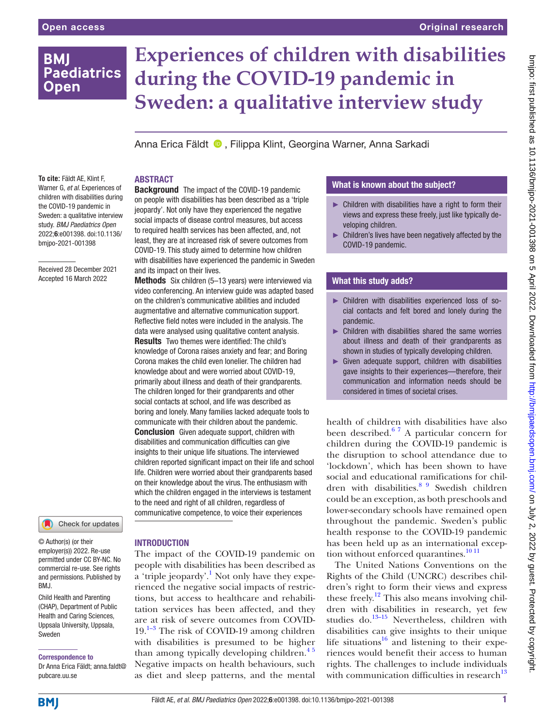# Experiences of children with disabilities during the COVID-19 pandemic in Sweden: a qualitative interview study

Anna Erica Fäldt, Filippa Klint, Georgina Warner, Anna Sarkadi

**To cite:** Fäldt AE, Klint F, Warner G, *et al*. Experiences of children with disabilities during the COVID-19 pandemic in Sweden: a qualitative interview study. *BMJ Paediatrics Open* 2022;**6**:e001398. doi:10.1136/bmjpo-2021-001398

Received 28 December 2021
Accepted 16 March 2022

© Author(s) (or their employer(s)) 2022. Re-use permitted under CC BY-NC. No commercial re-use. See rights and permissions. Published by BMJ.

Child Health and Parenting (CHAP), Department of Public Health and Caring Sciences, Uppsala University, Uppsala, Sweden

**Correspondence to**
Dr Anna Erica Fäldt; anna.faldt@pubcare.uu.se

## ABSTRACT

**Background** The impact of the COVID-19 pandemic on people with disabilities has been described as a 'triple jeopardy'. Not only have they experienced the negative social impacts of disease control measures, but access to required health services has been affected, and, not least, they are at increased risk of severe outcomes from COVID-19. This study aimed to determine how children with disabilities have experienced the pandemic in Sweden and its impact on their lives.

**Methods** Six children (5–13 years) were interviewed via video conferencing. An interview guide was adapted based on the children's communicative abilities and included augmentative and alternative communication support. Reflective field notes were included in the analysis. The data were analysed using qualitative content analysis.

**Results** Two themes were identified: The child's knowledge of Corona raises anxiety and fear; and Boring Corona makes the child even lonelier. The children had knowledge about and were worried about COVID-19, primarily about illness and death of their grandparents. The children longed for their grandparents and other social contacts at school, and life was described as boring and lonely. Many families lacked adequate tools to communicate with their children about the pandemic.

**Conclusion** Given adequate support, children with disabilities and communication difficulties can give insights to their unique life situations. The interviewed children reported significant impact on their life and school life. Children were worried about their grandparents based on their knowledge about the virus. The enthusiasm with which the children engaged in the interviews is testament to the need and right of all children, regardless of communicative competence, to voice their experiences

### What is known about the subject?

- Children with disabilities have a right to form their views and express these freely, just like typically developing children.
- Children's lives have been negatively affected by the COVID-19 pandemic.

### What this study adds?

- Children with disabilities experienced loss of social contacts and felt bored and lonely during the pandemic.
- Children with disabilities shared the same worries about illness and death of their grandparents as shown in studies of typically developing children.
- Given adequate support, children with disabilities gave insights to their experiences—therefore, their communication and information needs should be considered in times of societal crises.

## INTRODUCTION

The impact of the COVID-19 pandemic on people with disabilities has been described as a 'triple jeopardy'.[1] Not only have they experienced the negative social impacts of restrictions, but access to healthcare and rehabilitation services has been affected, and they are at risk of severe outcomes from COVID-19.[1–3] The risk of COVID-19 among children with disabilities is presumed to be higher than among typically developing children.[4 5] Negative impacts on health behaviours, such as diet and sleep patterns, and the mental health of children with disabilities have also been described.[6 7] A particular concern for children during the COVID-19 pandemic is the disruption to school attendance due to 'lockdown', which has been shown to have social and educational ramifications for children with disabilities.[8 9] Swedish children could be an exception, as both preschools and lower-secondary schools have remained open throughout the pandemic. Sweden's public health response to the COVID-19 pandemic has been held up as an international exception without enforced quarantines.[10 11]

The United Nations Conventions on the Rights of the Child (UNCRC) describes children's right to form their views and express these freely.[12] This also means involving children with disabilities in research, yet few studies do.[13–15] Nevertheless, children with disabilities can give insights to their unique life situations[16] and listening to their experiences would benefit their access to human rights. The challenges to include individuals with communication difficulties in research[13]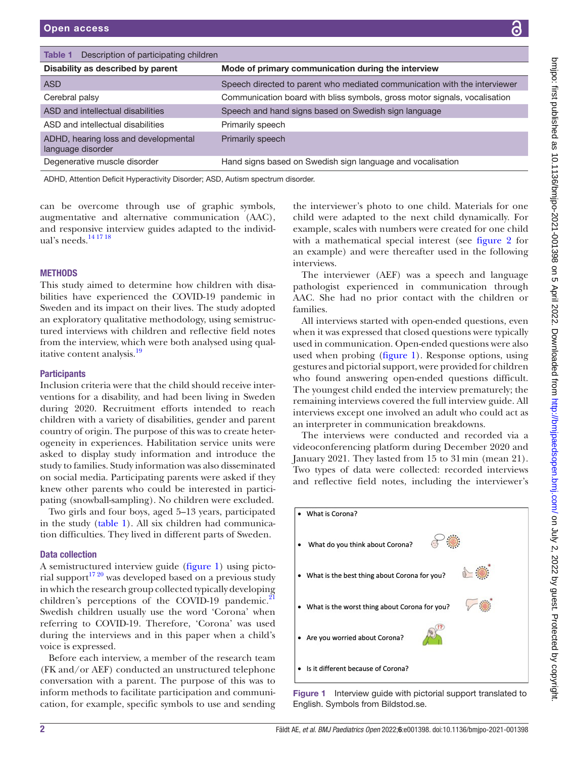Table 1 Description of participating children

| Disability as described by parent | Mode of primary communication during the interview |
|---|---|
| ASD | Speech directed to parent who mediated communication with the interviewer |
| Cerebral palsy | Communication board with bliss symbols, gross motor signals, vocalisation |
| ASD and intellectual disabilities | Speech and hand signs based on Swedish sign language |
| ASD and intellectual disabilities | Primarily speech |
| ADHD, hearing loss and developmental language disorder | Primarily speech |
| Degenerative muscle disorder | Hand signs based on Swedish sign language and vocalisation |

ADHD, Attention Deficit Hyperactivity Disorder; ASD, Autism spectrum disorder.

can be overcome through use of graphic symbols, augmentative and alternative communication (AAC), and responsive interview guides adapted to the individual's needs.[14 17 18]

## METHODS

This study aimed to determine how children with disabilities have experienced the COVID-19 pandemic in Sweden and its impact on their lives. The study adopted an exploratory qualitative methodology, using semistructured interviews with children and reflective field notes from the interview, which were both analysed using qualitative content analysis.[19]

### Participants

Inclusion criteria were that the child should receive interventions for a disability, and had been living in Sweden during 2020. Recruitment efforts intended to reach children with a variety of disabilities, gender and parent country of origin. The purpose of this was to create heterogeneity in experiences. Habilitation service units were asked to display study information and introduce the study to families. Study information was also disseminated on social media. Participating parents were asked if they knew other parents who could be interested in participating (snowball-sampling). No children were excluded.

Two girls and four boys, aged 5–13 years, participated in the study (table 1). All six children had communication difficulties. They lived in different parts of Sweden.

### Data collection

A semistructured interview guide (figure 1) using pictorial support[17 20] was developed based on a previous study in which the research group collected typically developing children's perceptions of the COVID-19 pandemic.[21] Swedish children usually use the word 'Corona' when referring to COVID-19. Therefore, 'Corona' was used during the interviews and in this paper when a child's voice is expressed.

Before each interview, a member of the research team (FK and/or AEF) conducted an unstructured telephone conversation with a parent. The purpose of this was to inform methods to facilitate participation and communication, for example, specific symbols to use and sending the interviewer's photo to one child. Materials for one child were adapted to the next child dynamically. For example, scales with numbers were created for one child with a mathematical special interest (see figure 2 for an example) and were thereafter used in the following interviews.

The interviewer (AEF) was a speech and language pathologist experienced in communication through AAC. She had no prior contact with the children or families.

All interviews started with open-ended questions, even when it was expressed that closed questions were typically used in communication. Open-ended questions were also used when probing (figure 1). Response options, using gestures and pictorial support, were provided for children who found answering open-ended questions difficult. The youngest child ended the interview prematurely; the remaining interviews covered the full interview guide. All interviews except one involved an adult who could act as an interpreter in communication breakdowns.

The interviews were conducted and recorded via a videoconferencing platform during December 2020 and January 2021. They lasted from 15 to 31 min (mean 21). Two types of data were collected: recorded interviews and reflective field notes, including the interviewer's

- What is Corona?
- What do you think about Corona?
- What is the best thing about Corona for you?
- What is the worst thing about Corona for you?
- Are you worried about Corona?
- Is it different because of Corona?

Figure 1 Interview guide with pictorial support translated to English. Symbols from Bildstod.se.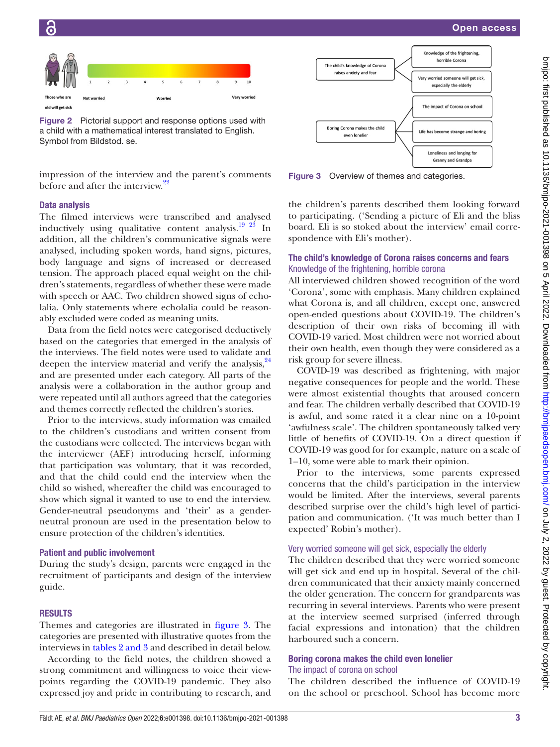Figure 2 Pictorial support and response options used with a child with a mathematical interest translated to English. Symbol from Bildstod. se.

impression of the interview and the parent's comments before and after the interview.[22]

## Data analysis

The filmed interviews were transcribed and analysed inductively using qualitative content analysis.[19 23] In addition, all the children's communicative signals were analysed, including spoken words, hand signs, pictures, body language and signs of increased or decreased tension. The approach placed equal weight on the children's statements, regardless of whether these were made with speech or AAC. Two children showed signs of echolalia. Only statements where echolalia could be reasonably excluded were coded as meaning units.

Data from the field notes were categorised deductively based on the categories that emerged in the analysis of the interviews. The field notes were used to validate and deepen the interview material and verify the analysis,[24] and are presented under each category. All parts of the analysis were a collaboration in the author group and were repeated until all authors agreed that the categories and themes correctly reflected the children's stories.

Prior to the interviews, study information was emailed to the children's custodians and written consent from the custodians were collected. The interviews began with the interviewer (AEF) introducing herself, informing that participation was voluntary, that it was recorded, and that the child could end the interview when the child so wished, whereafter the child was encouraged to show which signal it wanted to use to end the interview. Gender-neutral pseudonyms and 'their' as a gender-neutral pronoun are used in the presentation below to ensure protection of the children's identities.

## Patient and public involvement

During the study's design, parents were engaged in the recruitment of participants and design of the interview guide.

# RESULTS

Themes and categories are illustrated in figure 3. The categories are presented with illustrative quotes from the interviews in tables 2 and 3 and described in detail below.

According to the field notes, the children showed a strong commitment and willingness to voice their viewpoints regarding the COVID-19 pandemic. They also expressed joy and pride in contributing to research, and the children's parents described them looking forward to participating. ('Sending a picture of Eli and the bliss board. Eli is so stoked about the interview' email correspondence with Eli's mother).

Figure 3 Overview of themes and categories.

## The child's knowledge of Corona raises concerns and fears

### Knowledge of the frightening, horrible corona

All interviewed children showed recognition of the word 'Corona', some with emphasis. Many children explained what Corona is, and all children, except one, answered open-ended questions about COVID-19. The children's description of their own risks of becoming ill with COVID-19 varied. Most children were not worried about their own health, even though they were considered as a risk group for severe illness.

COVID-19 was described as frightening, with major negative consequences for people and the world. These were almost existential thoughts that aroused concern and fear. The children verbally described that COVID-19 is awful, and some rated it a clear nine on a 10-point 'awfulness scale'. The children spontaneously talked very little of benefits of COVID-19. On a direct question if COVID-19 was good for for example, nature on a scale of 1–10, some were able to mark their opinion.

Prior to the interviews, some parents expressed concerns that the child's participation in the interview would be limited. After the interviews, several parents described surprise over the child's high level of participation and communication. ('It was much better than I expected' Robin's mother).

### Very worried someone will get sick, especially the elderly

The children described that they were worried someone will get sick and end up in hospital. Several of the children communicated that their anxiety mainly concerned the older generation. The concern for grandparents was recurring in several interviews. Parents who were present at the interview seemed surprised (inferred through facial expressions and intonation) that the children harboured such a concern.

## Boring corona makes the child even lonelier

### The impact of corona on school

The children described the influence of COVID-19 on the school or preschool. School has become more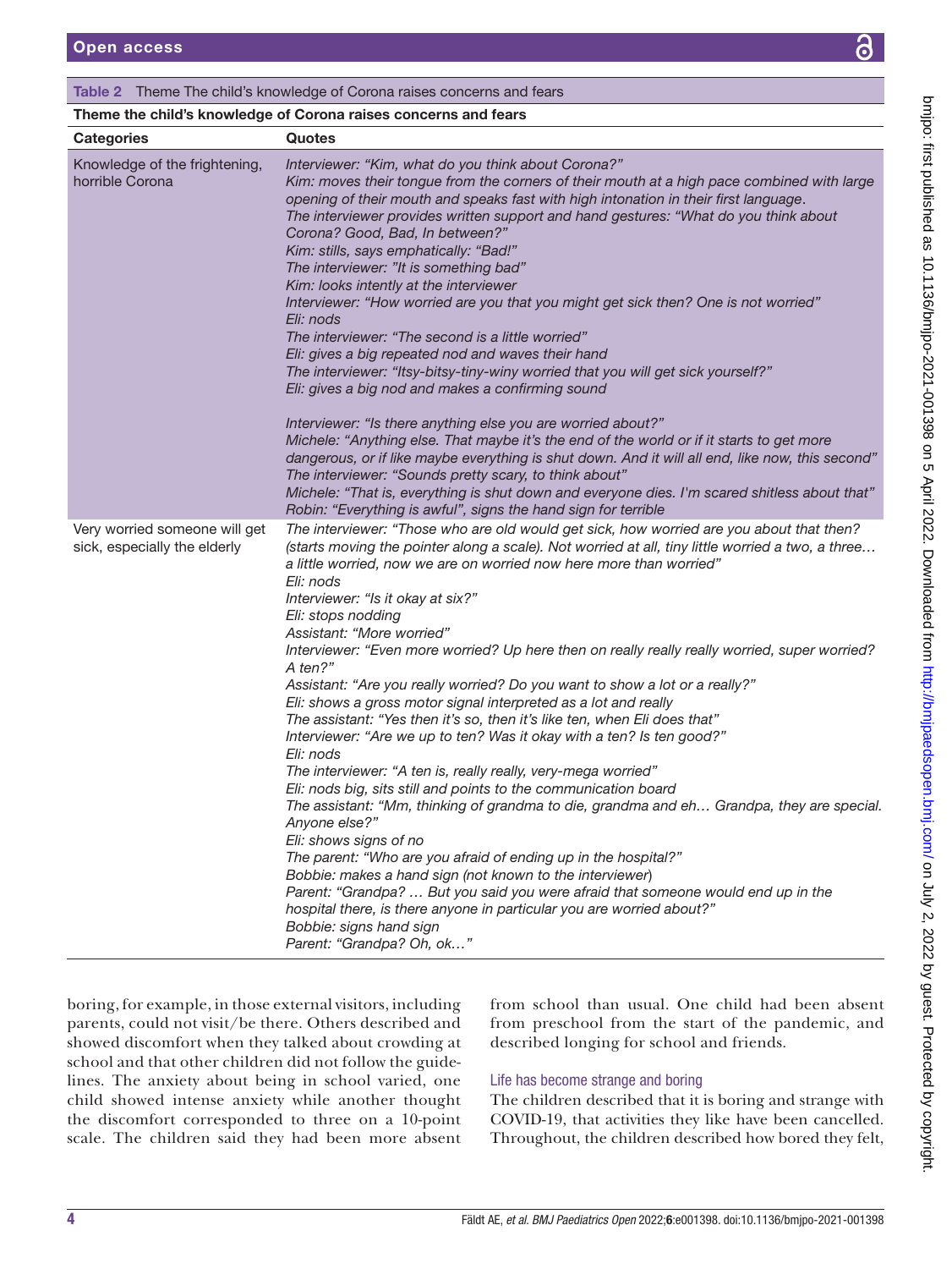**Table 2** Theme The child's knowledge of Corona raises concerns and fears

| Theme the child's knowledge of Corona raises concerns and fears | |
|---|---|
| **Categories** | **Quotes** |
| Knowledge of the frightening, horrible Corona | *Interviewer: "Kim, what do you think about Corona?"* *Kim: moves their tongue from the corners of their mouth at a high pace combined with large opening of their mouth and speaks fast with high intonation in their first language.* *The interviewer provides written support and hand gestures: "What do you think about Corona? Good, Bad, In between?"* *Kim: stills, says emphatically: "Bad!"* *The interviewer: "It is something bad"* *Kim: looks intently at the interviewer* *Interviewer: "How worried are you that you might get sick then? One is not worried"* *Eli: nods* *The interviewer: "The second is a little worried"* *Eli: gives a big repeated nod and waves their hand* *The interviewer: "Itsy-bitsy-tiny-winy worried that you will get sick yourself?"* *Eli: gives a big nod and makes a confirming sound* *Interviewer: "Is there anything else you are worried about?"* *Michele: "Anything else. That maybe it's the end of the world or if it starts to get more dangerous, or if like maybe everything is shut down. And it will all end, like now, this second"* *The interviewer: "Sounds pretty scary, to think about"* *Michele: "That is, everything is shut down and everyone dies. I'm scared shitless about that"* *Robin: "Everything is awful", signs the hand sign for terrible* |
| Very worried someone will get sick, especially the elderly | *The interviewer: "Those who are old would get sick, how worried are you about that then? (starts moving the pointer along a scale). Not worried at all, tiny little worried a two, a three… a little worried, now we are on worried now here more than worried"* *Eli: nods* *Interviewer: "Is it okay at six?"* *Eli: stops nodding* *Assistant: "More worried"* *Interviewer: "Even more worried? Up here then on really really really worried, super worried? A ten?"* *Assistant: "Are you really worried? Do you want to show a lot or a really?"* *Eli: shows a gross motor signal interpreted as a lot and really* *The assistant: "Yes then it's so, then it's like ten, when Eli does that"* *Interviewer: "Are we up to ten? Was it okay with a ten? Is ten good?"* *Eli: nods* *The interviewer: "A ten is, really really, very-mega worried"* *Eli: nods big, sits still and points to the communication board* *The assistant: "Mm, thinking of grandma to die, grandma and eh… Grandpa, they are special. Anyone else?"* *Eli: shows signs of no* *The parent: "Who are you afraid of ending up in the hospital?"* *Bobbie: makes a hand sign (not known to the interviewer)* *Parent: "Grandpa? … But you said you were afraid that someone would end up in the hospital there, is there anyone in particular you are worried about?"* *Bobbie: signs hand sign* *Parent: "Grandpa? Oh, ok…"* |

boring, for example, in those external visitors, including parents, could not visit/be there. Others described and showed discomfort when they talked about crowding at school and that other children did not follow the guidelines. The anxiety about being in school varied, one child showed intense anxiety while another thought the discomfort corresponded to three on a 10-point scale. The children said they had been more absent from school than usual. One child had been absent from preschool from the start of the pandemic, and described longing for school and friends.

### Life has become strange and boring

The children described that it is boring and strange with COVID-19, that activities they like have been cancelled. Throughout, the children described how bored they felt,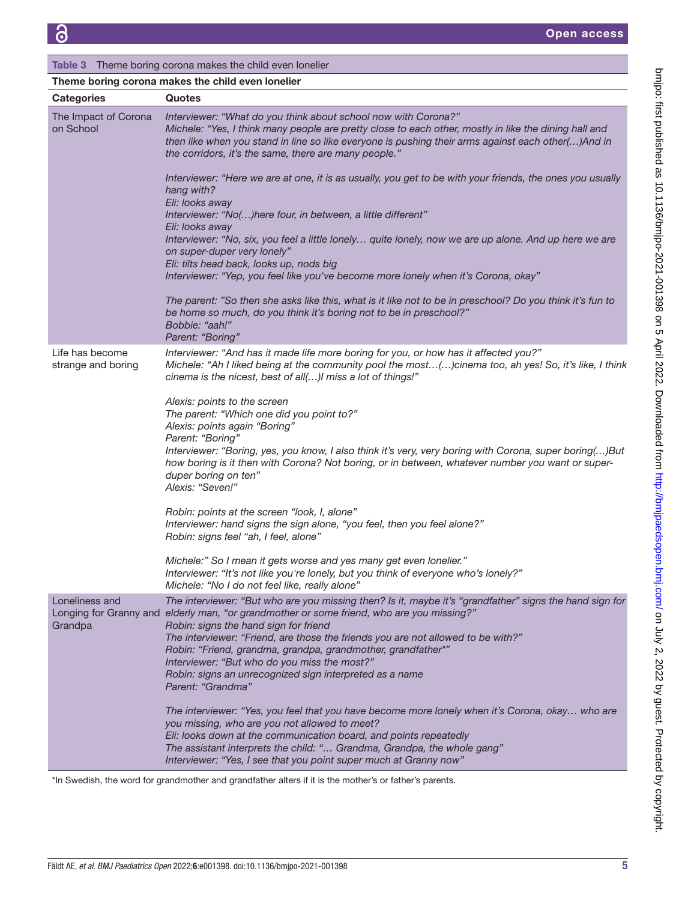**Table 3** Theme boring corona makes the child even lonelier

| Theme boring corona makes the child even lonelier | |
|---|---|
| **Categories** | **Quotes** |
| The Impact of Corona on School | *Interviewer: "What do you think about school now with Corona?"*<br>*Michele: "Yes, I think many people are pretty close to each other, mostly in like the dining hall and then like when you stand in line so like everyone is pushing their arms against each other(…)And in the corridors, it's the same, there are many people."*<br><br>*Interviewer: "Here we are at one, it is as usually, you get to be with your friends, the ones you usually hang with?*<br>*Eli: looks away*<br>*Interviewer: "No(…)here four, in between, a little different"*<br>*Eli: looks away*<br>*Interviewer: "No, six, you feel a little lonely… quite lonely, now we are up alone. And up here we are on super-duper very lonely"*<br>*Eli: tilts head back, looks up, nods big*<br>*Interviewer: "Yep, you feel like you've become more lonely when it's Corona, okay"*<br><br>*The parent: "So then she asks like this, what is it like not to be in preschool? Do you think it's fun to be home so much, do you think it's boring not to be in preschool?"*<br>*Bobbie: "aah!"*<br>*Parent: "Boring"* |
| Life has become strange and boring | *Interviewer: "And has it made life more boring for you, or how has it affected you?"*<br>*Michele: "Ah I liked being at the community pool the most…(…)cinema too, ah yes! So, it's like, I think cinema is the nicest, best of all(…)I miss a lot of things!"*<br><br>*Alexis: points to the screen*<br>*The parent: "Which one did you point to?"*<br>*Alexis: points again "Boring"*<br>*Parent: "Boring"*<br>*Interviewer: "Boring, yes, you know, I also think it's very, very boring with Corona, super boring(…)But how boring is it then with Corona? Not boring, or in between, whatever number you want or super-duper boring on ten"*<br>*Alexis: "Seven!"*<br><br>*Robin: points at the screen "look, I, alone"*<br>*Interviewer: hand signs the sign alone, "you feel, then you feel alone?"*<br>*Robin: signs feel "ah, I feel, alone"*<br><br>*Michele:" So I mean it gets worse and yes many get even lonelier."*<br>*Interviewer: "It's not like you're lonely, but you think of everyone who's lonely?"*<br>*Michele: "No I do not feel like, really alone"* |
| Loneliness and Longing for Granny and Grandpa | *The interviewer: "But who are you missing then? Is it, maybe it's "grandfather" signs the hand sign for elderly man, "or grandmother or some friend, who are you missing?"*<br>*Robin: signs the hand sign for friend*<br>*The interviewer: "Friend, are those the friends you are not allowed to be with?"*<br>*Robin: "Friend, grandma, grandpa, grandmother, grandfather*"*<br>*Interviewer: "But who do you miss the most?"*<br>*Robin: signs an unrecognized sign interpreted as a name*<br>*Parent: "Grandma"*<br><br>*The interviewer: "Yes, you feel that you have become more lonely when it's Corona, okay… who are you missing, who are you not allowed to meet?*<br>*Eli: looks down at the communication board, and points repeatedly*<br>*The assistant interprets the child: "… Grandma, Grandpa, the whole gang"*<br>*Interviewer: "Yes, I see that you point super much at Granny now"* |

*In Swedish, the word for grandmother and grandfather alters if it is the mother's or father's parents.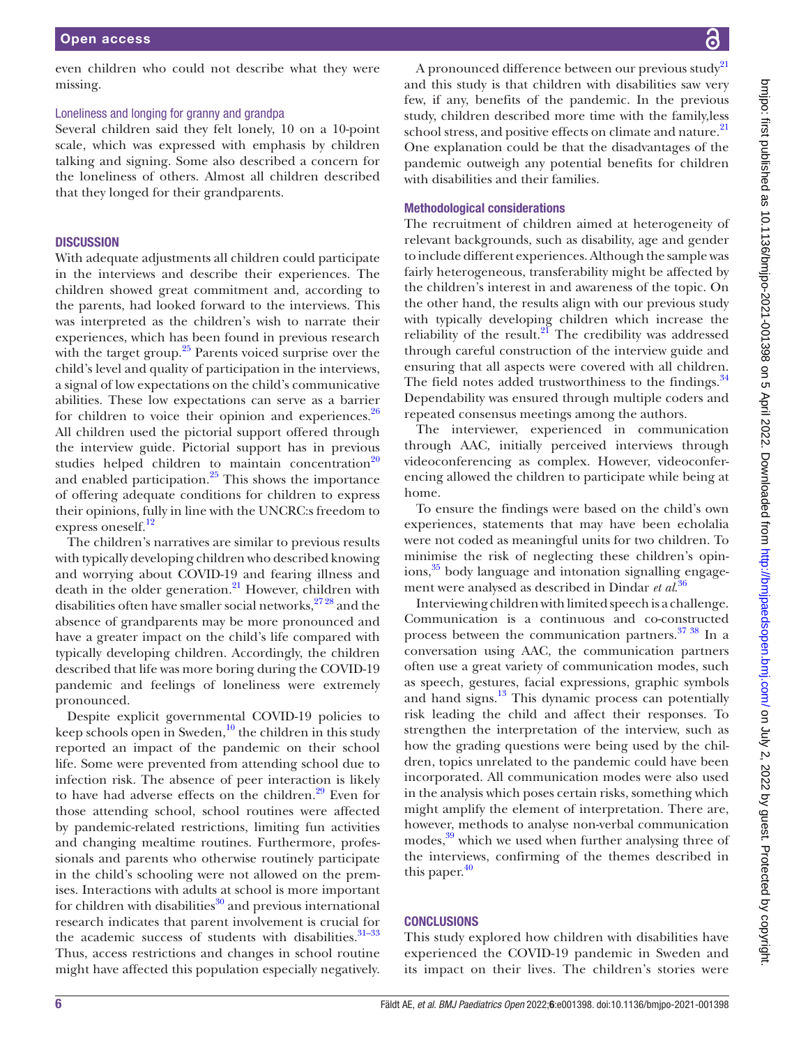even children who could not describe what they were missing.

### Loneliness and longing for granny and grandpa

Several children said they felt lonely, 10 on a 10-point scale, which was expressed with emphasis by children talking and signing. Some also described a concern for the loneliness of others. Almost all children described that they longed for their grandparents.

## DISCUSSION

With adequate adjustments all children could participate in the interviews and describe their experiences. The children showed great commitment and, according to the parents, had looked forward to the interviews. This was interpreted as the children's wish to narrate their experiences, which has been found in previous research with the target group.[25] Parents voiced surprise over the child's level and quality of participation in the interviews, a signal of low expectations on the child's communicative abilities. These low expectations can serve as a barrier for children to voice their opinion and experiences.[26] All children used the pictorial support offered through the interview guide. Pictorial support has in previous studies helped children to maintain concentration[20] and enabled participation.[25] This shows the importance of offering adequate conditions for children to express their opinions, fully in line with the UNCRC:s freedom to express oneself.[12]

The children's narratives are similar to previous results with typically developing children who described knowing and worrying about COVID-19 and fearing illness and death in the older generation.[21] However, children with disabilities often have smaller social networks,[27 28] and the absence of grandparents may be more pronounced and have a greater impact on the child's life compared with typically developing children. Accordingly, the children described that life was more boring during the COVID-19 pandemic and feelings of loneliness were extremely pronounced.

Despite explicit governmental COVID-19 policies to keep schools open in Sweden,[10] the children in this study reported an impact of the pandemic on their school life. Some were prevented from attending school due to infection risk. The absence of peer interaction is likely to have had adverse effects on the children.[29] Even for those attending school, school routines were affected by pandemic-related restrictions, limiting fun activities and changing mealtime routines. Furthermore, professionals and parents who otherwise routinely participate in the child's schooling were not allowed on the premises. Interactions with adults at school is more important for children with disabilities[30] and previous international research indicates that parent involvement is crucial for the academic success of students with disabilities.[31–33] Thus, access restrictions and changes in school routine might have affected this population especially negatively.

A pronounced difference between our previous study[21] and this study is that children with disabilities saw very few, if any, benefits of the pandemic. In the previous study, children described more time with the family,less school stress, and positive effects on climate and nature.[21] One explanation could be that the disadvantages of the pandemic outweigh any potential benefits for children with disabilities and their families.

### Methodological considerations

The recruitment of children aimed at heterogeneity of relevant backgrounds, such as disability, age and gender to include different experiences. Although the sample was fairly heterogeneous, transferability might be affected by the children's interest in and awareness of the topic. On the other hand, the results align with our previous study with typically developing children which increase the reliability of the result.[21] The credibility was addressed through careful construction of the interview guide and ensuring that all aspects were covered with all children. The field notes added trustworthiness to the findings.[34] Dependability was ensured through multiple coders and repeated consensus meetings among the authors.

The interviewer, experienced in communication through AAC, initially perceived interviews through videoconferencing as complex. However, videoconferencing allowed the children to participate while being at home.

To ensure the findings were based on the child's own experiences, statements that may have been echolalia were not coded as meaningful units for two children. To minimise the risk of neglecting these children's opinions,[35] body language and intonation signalling engagement were analysed as described in Dindar *et al*.[36]

Interviewing children with limited speech is a challenge. Communication is a continuous and co-constructed process between the communication partners.[37 38] In a conversation using AAC, the communication partners often use a great variety of communication modes, such as speech, gestures, facial expressions, graphic symbols and hand signs.[13] This dynamic process can potentially risk leading the child and affect their responses. To strengthen the interpretation of the interview, such as how the grading questions were being used by the children, topics unrelated to the pandemic could have been incorporated. All communication modes were also used in the analysis which poses certain risks, something which might amplify the element of interpretation. There are, however, methods to analyse non-verbal communication modes,[39] which we used when further analysing three of the interviews, confirming of the themes described in this paper.[40]

## CONCLUSIONS

This study explored how children with disabilities have experienced the COVID-19 pandemic in Sweden and its impact on their lives. The children's stories were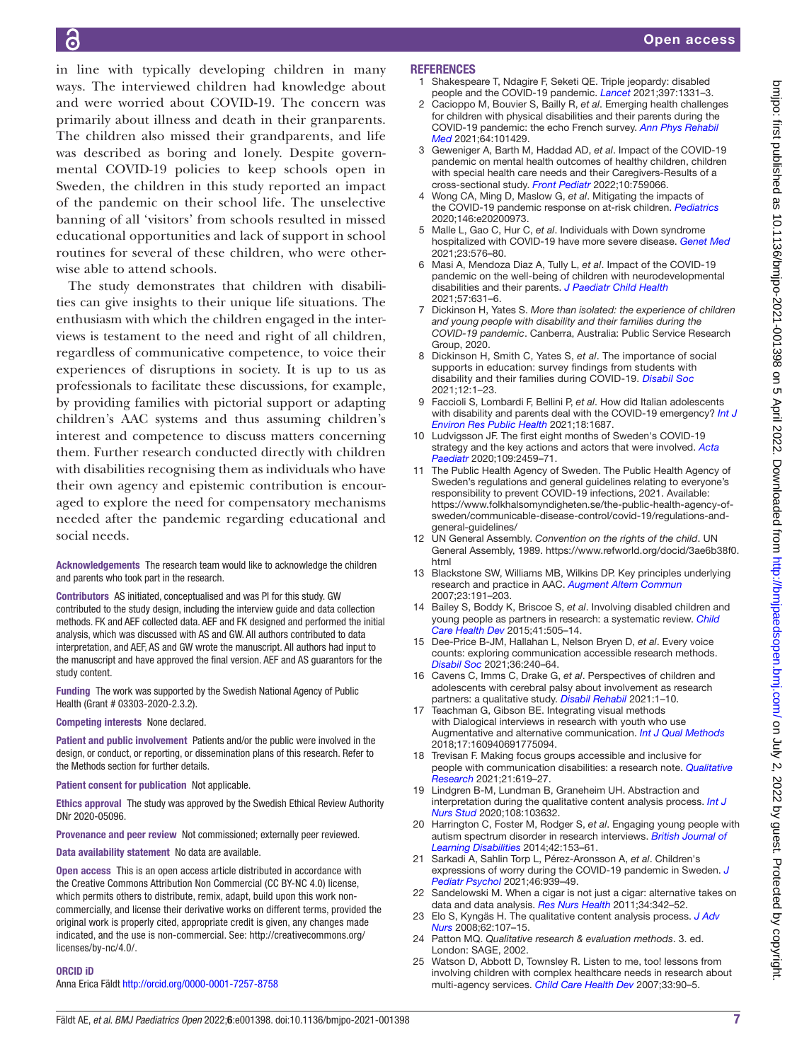in line with typically developing children in many ways. The interviewed children had knowledge about and were worried about COVID-19. The concern was primarily about illness and death in their granparents. The children also missed their grandparents, and life was described as boring and lonely. Despite governmental COVID-19 policies to keep schools open in Sweden, the children in this study reported an impact of the pandemic on their school life. The unselective banning of all 'visitors' from schools resulted in missed educational opportunities and lack of support in school routines for several of these children, who were otherwise able to attend schools.

The study demonstrates that children with disabilities can give insights to their unique life situations. The enthusiasm with which the children engaged in the interviews is testament to the need and right of all children, regardless of communicative competence, to voice their experiences of disruptions in society. It is up to us as professionals to facilitate these discussions, for example, by providing families with pictorial support or adapting children's AAC systems and thus assuming children's interest and competence to discuss matters concerning them. Further research conducted directly with children with disabilities recognising them as individuals who have their own agency and epistemic contribution is encouraged to explore the need for compensatory mechanisms needed after the pandemic regarding educational and social needs.

**Acknowledgements** The research team would like to acknowledge the children and parents who took part in the research.

**Contributors** AS initiated, conceptualised and was PI for this study. GW contributed to the study design, including the interview guide and data collection methods. FK and AEF collected data. AEF and FK designed and performed the initial analysis, which was discussed with AS and GW. All authors contributed to data interpretation, and AEF, AS and GW wrote the manuscript. All authors had input to the manuscript and have approved the final version. AEF and AS guarantors for the study content.

**Funding** The work was supported by the Swedish National Agency of Public Health (Grant # 03303-2020-2.3.2).

**Competing interests** None declared.

**Patient and public involvement** Patients and/or the public were involved in the design, or conduct, or reporting, or dissemination plans of this research. Refer to the Methods section for further details.

**Patient consent for publication** Not applicable.

**Ethics approval** The study was approved by the Swedish Ethical Review Authority DNr 2020-05096.

**Provenance and peer review** Not commissioned; externally peer reviewed.

**Data availability statement** No data are available.

**Open access** This is an open access article distributed in accordance with the Creative Commons Attribution Non Commercial (CC BY-NC 4.0) license, which permits others to distribute, remix, adapt, build upon this work non-commercially, and license their derivative works on different terms, provided the original work is properly cited, appropriate credit is given, any changes made indicated, and the use is non-commercial. See: http://creativecommons.org/licenses/by-nc/4.0/.

**ORCID iD**

Anna Erica Fäldt http://orcid.org/0000-0001-7257-8758

## REFERENCES

1. Shakespeare T, Ndagire F, Seketi QE. Triple jeopardy: disabled people and the COVID-19 pandemic. *Lancet* 2021;397:1331–3.
2. Cacioppo M, Bouvier S, Bailly R, *et al*. Emerging health challenges for children with physical disabilities and their parents during the COVID-19 pandemic: the echo French survey. *Ann Phys Rehabil Med* 2021;64:101429.
3. Geweniger A, Barth M, Haddad AD, *et al*. Impact of the COVID-19 pandemic on mental health outcomes of healthy children, children with special health care needs and their Caregivers-Results of a cross-sectional study. *Front Pediatr* 2022;10:759066.
4. Wong CA, Ming D, Maslow G, *et al*. Mitigating the impacts of the COVID-19 pandemic response on at-risk children. *Pediatrics* 2020;146:e20200973.
5. Malle L, Gao C, Hur C, *et al*. Individuals with Down syndrome hospitalized with COVID-19 have more severe disease. *Genet Med* 2021;23:576–80.
6. Masi A, Mendoza Diaz A, Tully L, *et al*. Impact of the COVID-19 pandemic on the well-being of children with neurodevelopmental disabilities and their parents. *J Paediatr Child Health* 2021;57:631–6.
7. Dickinson H, Yates S. *More than isolated: the experience of children and young people with disability and their families during the COVID-19 pandemic*. Canberra, Australia: Public Service Research Group, 2020.
8. Dickinson H, Smith C, Yates S, *et al*. The importance of social supports in education: survey findings from students with disability and their families during COVID-19. *Disabil Soc* 2021;12:1–23.
9. Faccioli S, Lombardi F, Bellini P, *et al*. How did Italian adolescents with disability and parents deal with the COVID-19 emergency? *Int J Environ Res Public Health* 2021;18:1687.
10. Ludvigsson JF. The first eight months of Sweden's COVID-19 strategy and the key actions and actors that were involved. *Acta Paediatr* 2020;109:2459–71.
11. The Public Health Agency of Sweden. The Public Health Agency of Sweden's regulations and general guidelines relating to everyone's responsibility to prevent COVID-19 infections, 2021. Available: https://www.folkhalsomyndigheten.se/the-public-health-agency-of-sweden/communicable-disease-control/covid-19/regulations-and-general-guidelines/
12. UN General Assembly. *Convention on the rights of the child*. UN General Assembly, 1989. https://www.refworld.org/docid/3ae6b38f0.html
13. Blackstone SW, Williams MB, Wilkins DP. Key principles underlying research and practice in AAC. *Augment Altern Commun* 2007;23:191–203.
14. Bailey S, Boddy K, Briscoe S, *et al*. Involving disabled children and young people as partners in research: a systematic review. *Child Care Health Dev* 2015;41:505–14.
15. Dee-Price B-JM, Hallahan L, Nelson Bryen D, *et al*. Every voice counts: exploring communication accessible research methods. *Disabil Soc* 2021;36:240–64.
16. Cavens C, Imms C, Drake G, *et al*. Perspectives of children and adolescents with cerebral palsy about involvement as research partners: a qualitative study. *Disabil Rehabil* 2021:1–10.
17. Teachman G, Gibson BE. Integrating visual methods with Dialogical interviews in research with youth who use Augmentative and alternative communication. *Int J Qual Methods* 2018;17:160940691775094.
18. Trevisan F. Making focus groups accessible and inclusive for people with communication disabilities: a research note. *Qualitative Research* 2021;21:619–27.
19. Lindgren B-M, Lundman B, Graneheim UH. Abstraction and interpretation during the qualitative content analysis process. *Int J Nurs Stud* 2020;108:103632.
20. Harrington C, Foster M, Rodger S, *et al*. Engaging young people with autism spectrum disorder in research interviews. *British Journal of Learning Disabilities* 2014;42:153–61.
21. Sarkadi A, Sahlin Torp L, Pérez-Aronsson A, *et al*. Children's expressions of worry during the COVID-19 pandemic in Sweden. *J Pediatr Psychol* 2021;46:939–49.
22. Sandelowski M. When a cigar is not just a cigar: alternative takes on data and data analysis. *Res Nurs Health* 2011;34:342–52.
23. Elo S, Kyngäs H. The qualitative content analysis process. *J Adv Nurs* 2008;62:107–15.
24. Patton MQ. *Qualitative research & evaluation methods*. 3. ed. London: SAGE, 2002.
25. Watson D, Abbott D, Townsley R. Listen to me, too! lessons from involving children with complex healthcare needs in research about multi-agency services. *Child Care Health Dev* 2007;33:90–5.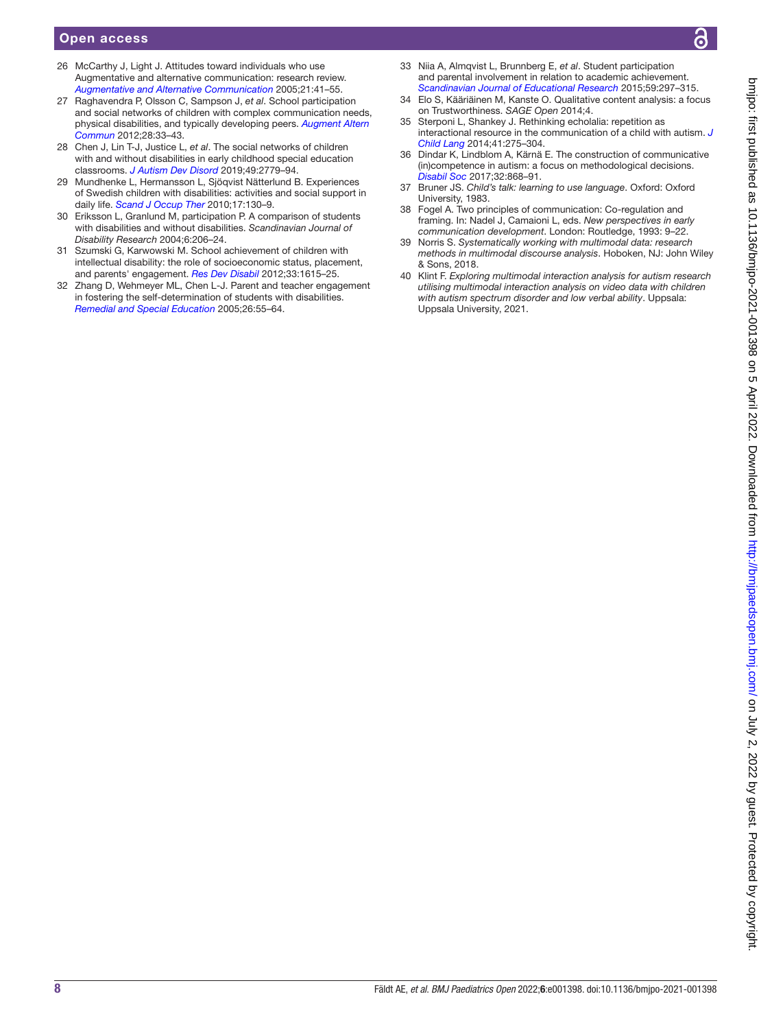26 McCarthy J, Light J. Attitudes toward individuals who use Augmentative and alternative communication: research review. *Augmentative and Alternative Communication* 2005;21:41–55.

27 Raghavendra P, Olsson C, Sampson J, *et al*. School participation and social networks of children with complex communication needs, physical disabilities, and typically developing peers. *Augment Altern Commun* 2012;28:33–43.

28 Chen J, Lin T-J, Justice L, *et al*. The social networks of children with and without disabilities in early childhood special education classrooms. *J Autism Dev Disord* 2019;49:2779–94.

29 Mundhenke L, Hermansson L, Sjöqvist Nätterlund B. Experiences of Swedish children with disabilities: activities and social support in daily life. *Scand J Occup Ther* 2010;17:130–9.

30 Eriksson L, Granlund M, participation P. A comparison of students with disabilities and without disabilities. *Scandinavian Journal of Disability Research* 2004;6:206–24.

31 Szumski G, Karwowski M. School achievement of children with intellectual disability: the role of socioeconomic status, placement, and parents' engagement. *Res Dev Disabil* 2012;33:1615–25.

32 Zhang D, Wehmeyer ML, Chen L-J. Parent and teacher engagement in fostering the self-determination of students with disabilities. *Remedial and Special Education* 2005;26:55–64.

33 Niia A, Almqvist L, Brunnberg E, *et al*. Student participation and parental involvement in relation to academic achievement. *Scandinavian Journal of Educational Research* 2015;59:297–315.

34 Elo S, Kääriäinen M, Kanste O. Qualitative content analysis: a focus on Trustworthiness. *SAGE Open* 2014;4.

35 Sterponi L, Shankey J. Rethinking echolalia: repetition as interactional resource in the communication of a child with autism. *J Child Lang* 2014;41:275–304.

36 Dindar K, Lindblom A, Kärnä E. The construction of communicative (in)competence in autism: a focus on methodological decisions. *Disabil Soc* 2017;32:868–91.

37 Bruner JS. *Child's talk: learning to use language*. Oxford: Oxford University, 1983.

38 Fogel A. Two principles of communication: Co-regulation and framing. In: Nadel J, Camaioni L, eds. *New perspectives in early communication development*. London: Routledge, 1993: 9–22.

39 Norris S. *Systematically working with multimodal data: research methods in multimodal discourse analysis*. Hoboken, NJ: John Wiley & Sons, 2018.

40 Klint F. *Exploring multimodal interaction analysis for autism research utilising multimodal interaction analysis on video data with children with autism spectrum disorder and low verbal ability*. Uppsala: Uppsala University, 2021.